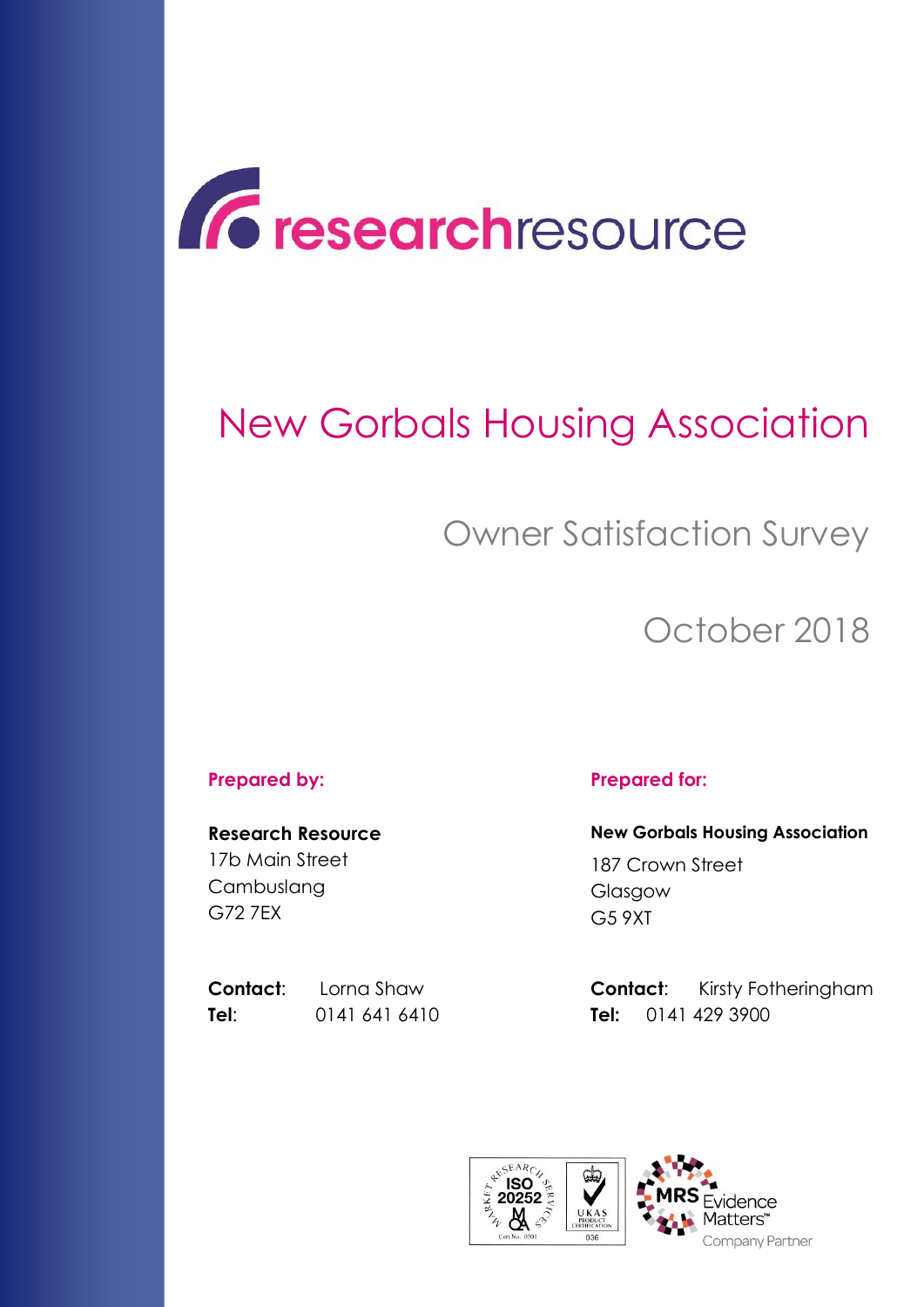researchresource

# New Gorbals Housing Association

## Owner Satisfaction Survey

## October 2018

**Prepared by:**

**Research Resource**
17b Main Street
Cambuslang
G72 7EX

**Contact**: Lorna Shaw
**Tel**: 0141 641 6410

**Prepared for:**

**New Gorbals Housing Association**
187 Crown Street
Glasgow
G5 9XT

**Contact**: Kirsty Fotheringham
**Tel:** 0141 429 3900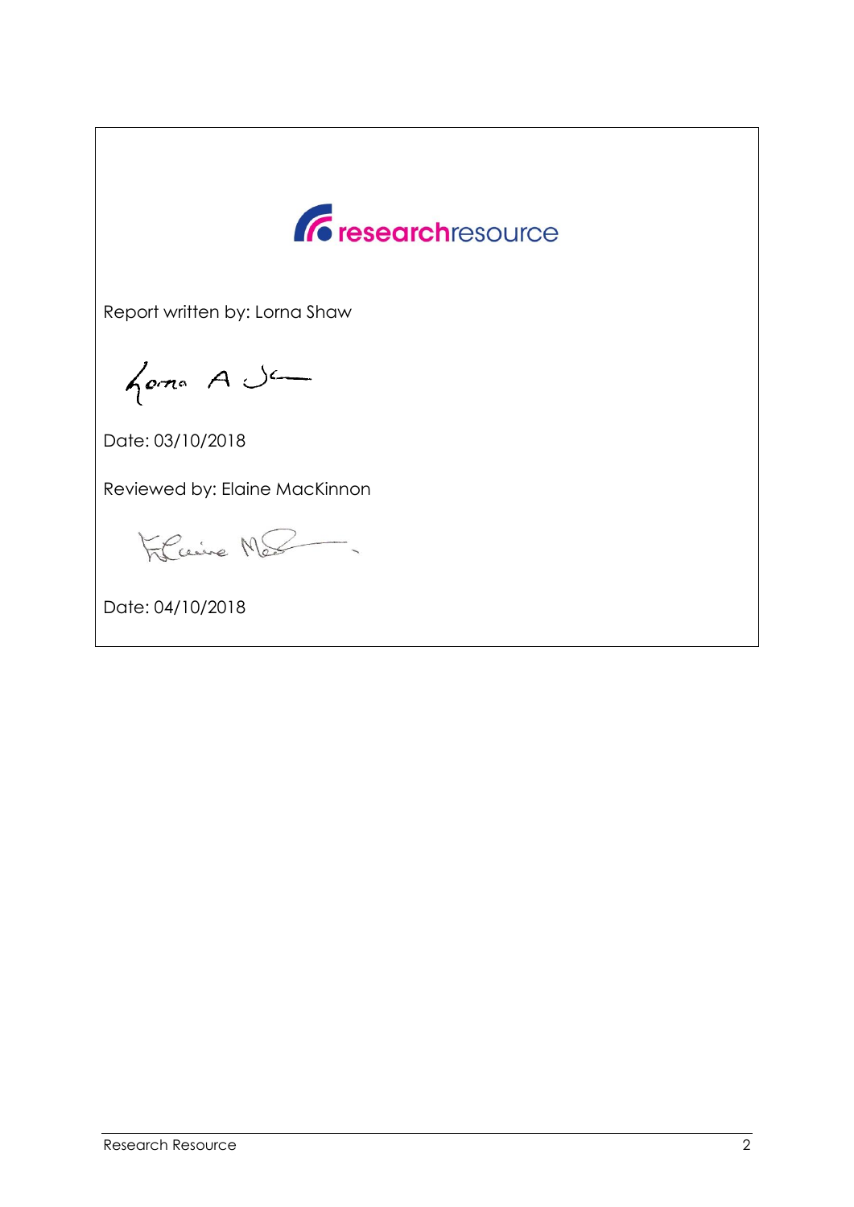researchresource

Report written by: Lorna Shaw

Date: 03/10/2018

Reviewed by: Elaine MacKinnon

Date: 04/10/2018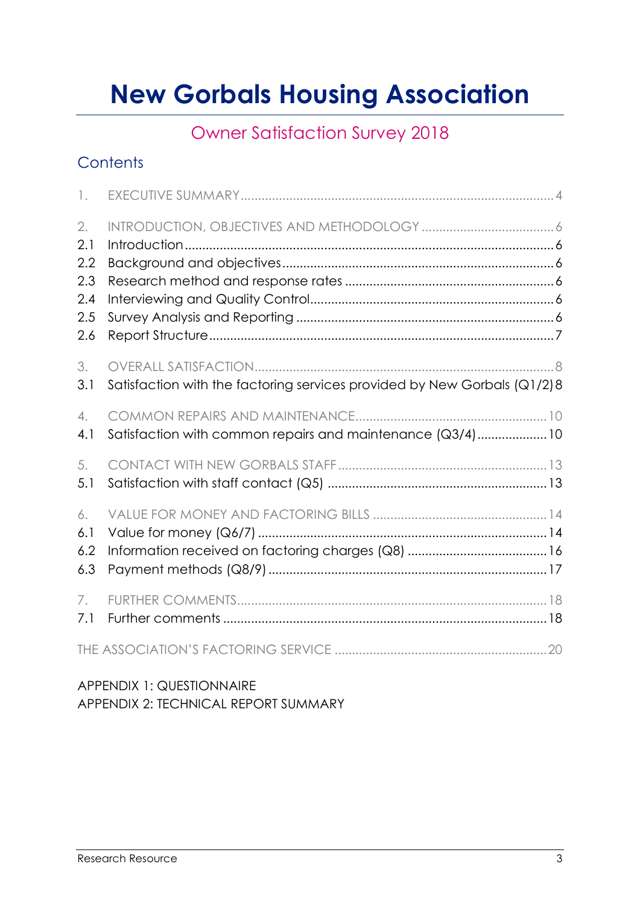# New Gorbals Housing Association

## Owner Satisfaction Survey 2018

### Contents

1. EXECUTIVE SUMMARY ........................................................................................ 4

2. INTRODUCTION, OBJECTIVES AND METHODOLOGY ..................................... 6
   - 2.1 Introduction ................................................................................................. 6
   - 2.2 Background and objectives ........................................................................ 6
   - 2.3 Research method and response rates ....................................................... 6
   - 2.4 Interviewing and Quality Control ................................................................ 6
   - 2.5 Survey Analysis and Reporting ................................................................... 6
   - 2.6 Report Structure .......................................................................................... 7

3. OVERALL SATISFACTION .................................................................................... 8
   - 3.1 Satisfaction with the factoring services provided by New Gorbals (Q1/2) 8

4. COMMON REPAIRS AND MAINTENANCE ...................................................... 10
   - 4.1 Satisfaction with common repairs and maintenance (Q3/4) .................... 10

5. CONTACT WITH NEW GORBALS STAFF ........................................................... 13
   - 5.1 Satisfaction with staff contact (Q5) .......................................................... 13

6. VALUE FOR MONEY AND FACTORING BILLS ................................................. 14
   - 6.1 Value for money (Q6/7) ............................................................................ 14
   - 6.2 Information received on factoring charges (Q8) ...................................... 16
   - 6.3 Payment methods (Q8/9) .......................................................................... 17

7. FURTHER COMMENTS ........................................................................................ 18
   - 7.1 Further comments ..................................................................................... 18

THE ASSOCIATION'S FACTORING SERVICE ............................................................ 20

APPENDIX 1: QUESTIONNAIRE

APPENDIX 2: TECHNICAL REPORT SUMMARY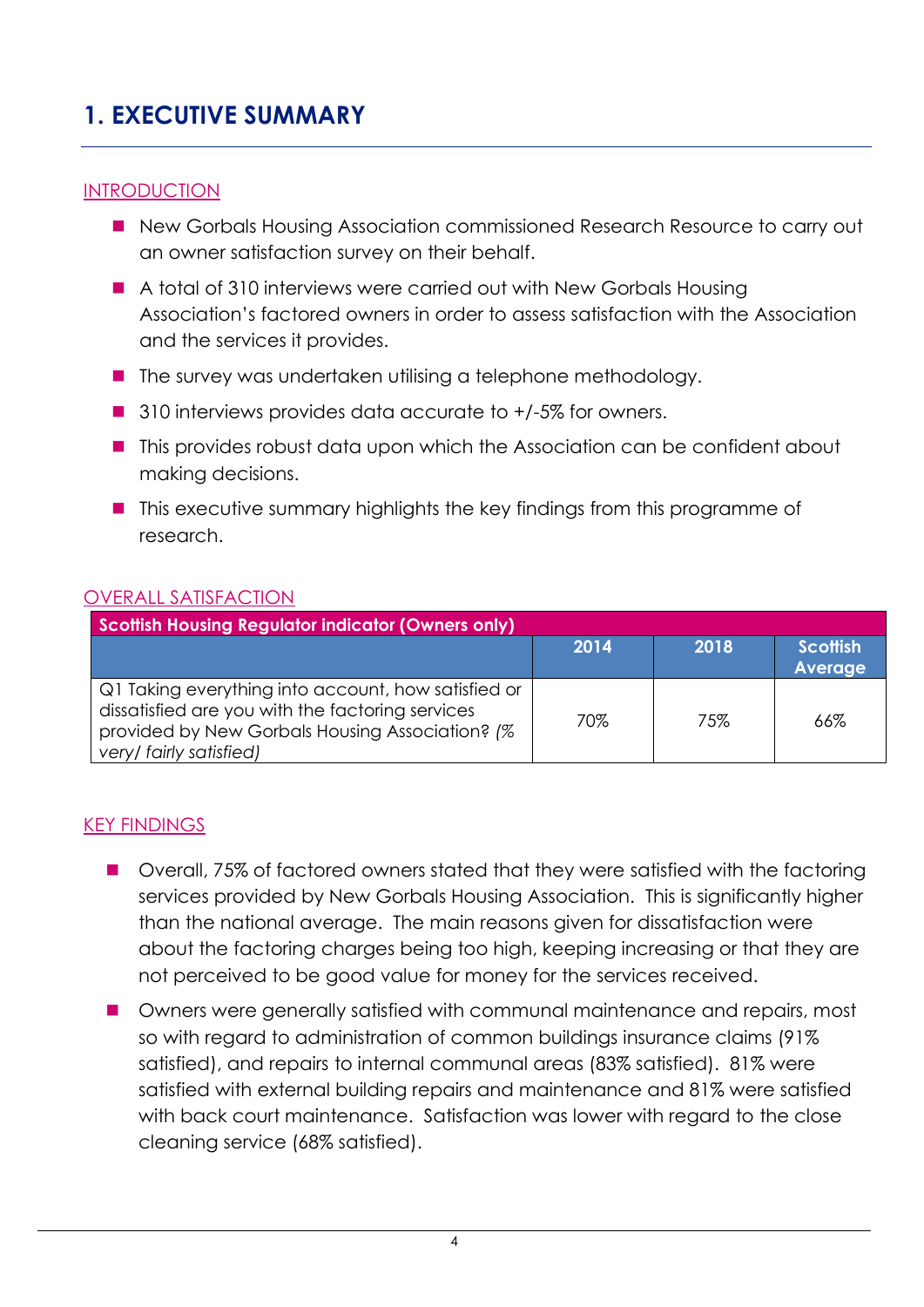# 1. EXECUTIVE SUMMARY

## INTRODUCTION

- New Gorbals Housing Association commissioned Research Resource to carry out an owner satisfaction survey on their behalf.
- A total of 310 interviews were carried out with New Gorbals Housing Association's factored owners in order to assess satisfaction with the Association and the services it provides.
- The survey was undertaken utilising a telephone methodology.
- 310 interviews provides data accurate to +/-5% for owners.
- This provides robust data upon which the Association can be confident about making decisions.
- This executive summary highlights the key findings from this programme of research.

## OVERALL SATISFACTION

| Scottish Housing Regulator indicator (Owners only) | | | |
|---|---|---|---|
| | 2014 | 2018 | Scottish Average |
| Q1 Taking everything into account, how satisfied or dissatisfied are you with the factoring services provided by New Gorbals Housing Association? *(% very/ fairly satisfied)* | 70% | 75% | 66% |

## KEY FINDINGS

- Overall, 75% of factored owners stated that they were satisfied with the factoring services provided by New Gorbals Housing Association. This is significantly higher than the national average. The main reasons given for dissatisfaction were about the factoring charges being too high, keeping increasing or that they are not perceived to be good value for money for the services received.
- Owners were generally satisfied with communal maintenance and repairs, most so with regard to administration of common buildings insurance claims (91% satisfied), and repairs to internal communal areas (83% satisfied). 81% were satisfied with external building repairs and maintenance and 81% were satisfied with back court maintenance. Satisfaction was lower with regard to the close cleaning service (68% satisfied).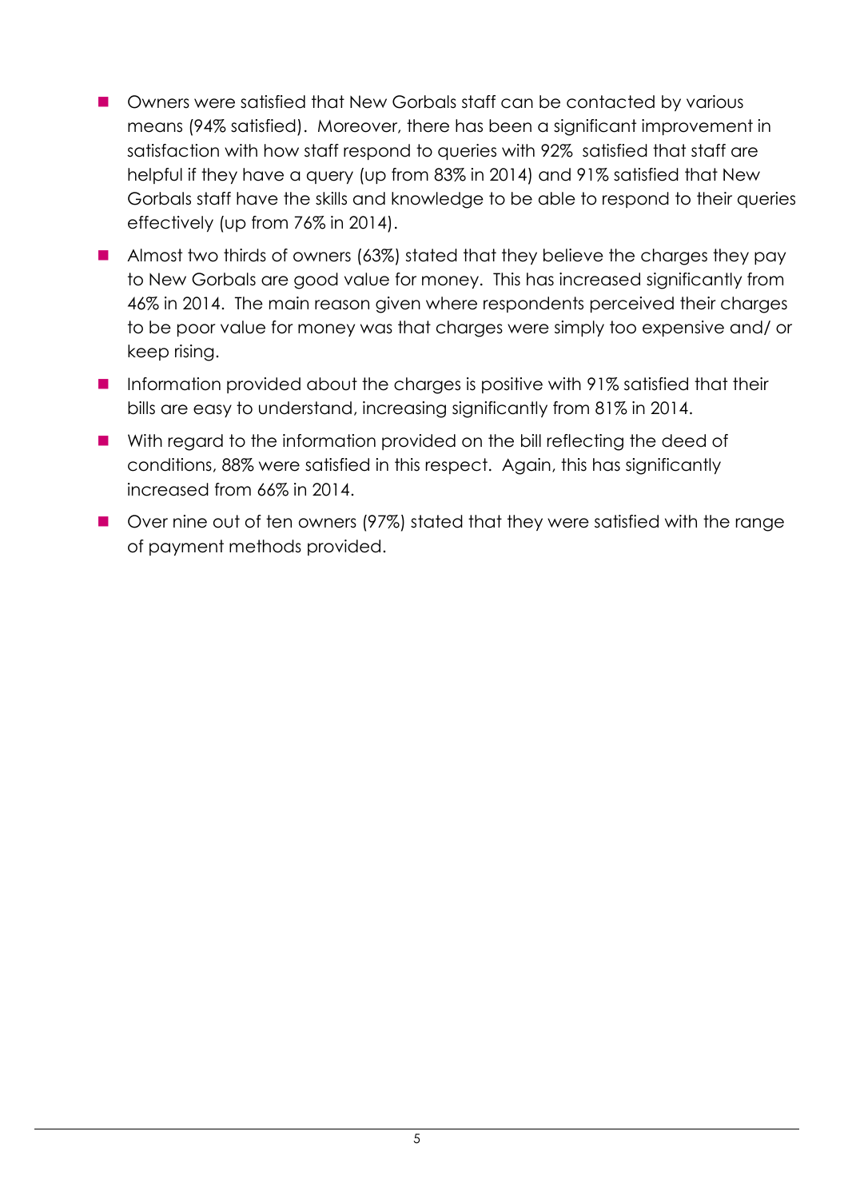- Owners were satisfied that New Gorbals staff can be contacted by various means (94% satisfied). Moreover, there has been a significant improvement in satisfaction with how staff respond to queries with 92% satisfied that staff are helpful if they have a query (up from 83% in 2014) and 91% satisfied that New Gorbals staff have the skills and knowledge to be able to respond to their queries effectively (up from 76% in 2014).
- Almost two thirds of owners (63%) stated that they believe the charges they pay to New Gorbals are good value for money. This has increased significantly from 46% in 2014. The main reason given where respondents perceived their charges to be poor value for money was that charges were simply too expensive and/ or keep rising.
- Information provided about the charges is positive with 91% satisfied that their bills are easy to understand, increasing significantly from 81% in 2014.
- With regard to the information provided on the bill reflecting the deed of conditions, 88% were satisfied in this respect. Again, this has significantly increased from 66% in 2014.
- Over nine out of ten owners (97%) stated that they were satisfied with the range of payment methods provided.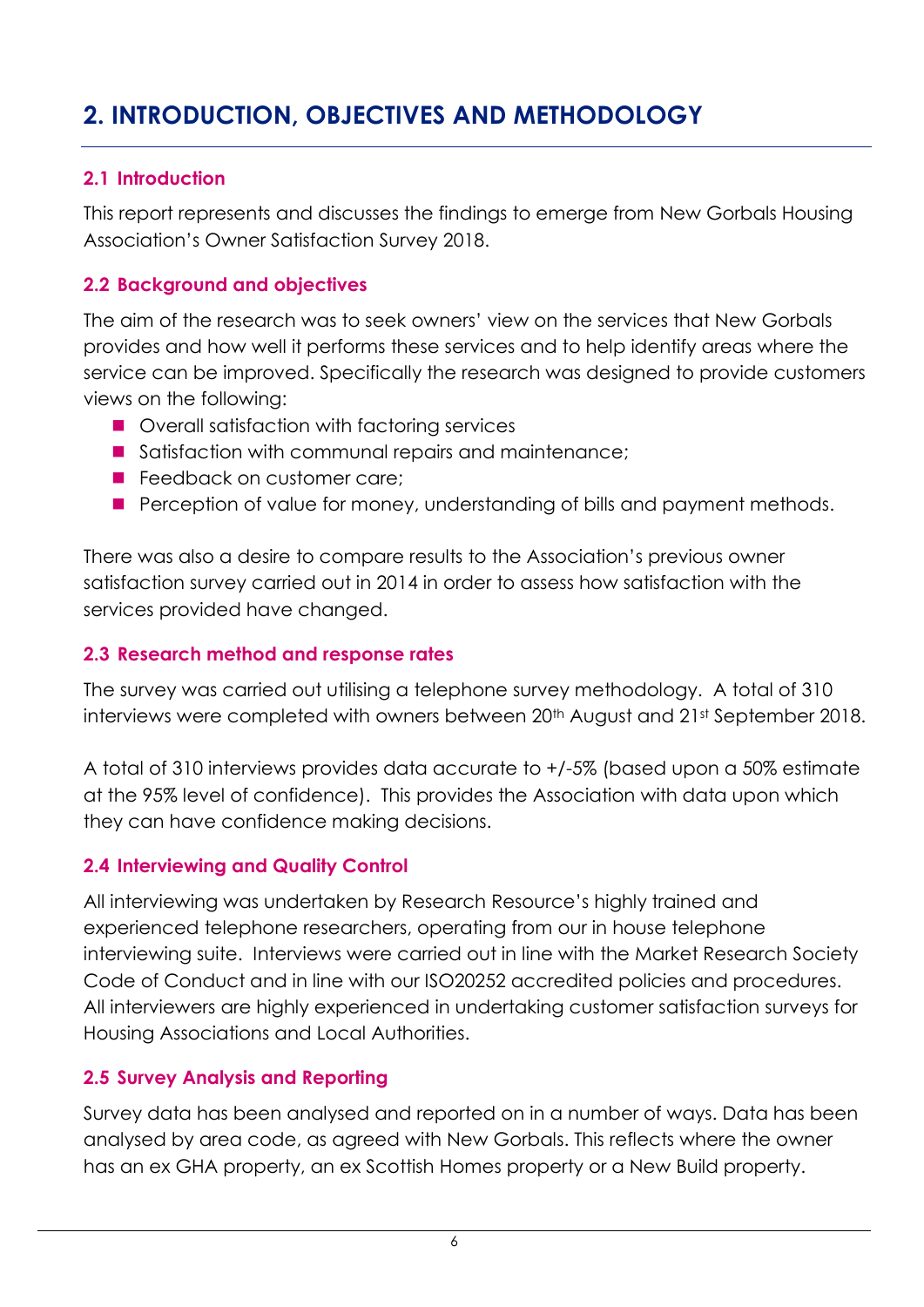# 2. INTRODUCTION, OBJECTIVES AND METHODOLOGY

## 2.1 Introduction

This report represents and discusses the findings to emerge from New Gorbals Housing Association's Owner Satisfaction Survey 2018.

## 2.2 Background and objectives

The aim of the research was to seek owners' view on the services that New Gorbals provides and how well it performs these services and to help identify areas where the service can be improved. Specifically the research was designed to provide customers views on the following:

- Overall satisfaction with factoring services
- Satisfaction with communal repairs and maintenance;
- Feedback on customer care;
- Perception of value for money, understanding of bills and payment methods.

There was also a desire to compare results to the Association's previous owner satisfaction survey carried out in 2014 in order to assess how satisfaction with the services provided have changed.

## 2.3 Research method and response rates

The survey was carried out utilising a telephone survey methodology. A total of 310 interviews were completed with owners between 20th August and 21st September 2018.

A total of 310 interviews provides data accurate to +/-5% (based upon a 50% estimate at the 95% level of confidence). This provides the Association with data upon which they can have confidence making decisions.

## 2.4 Interviewing and Quality Control

All interviewing was undertaken by Research Resource's highly trained and experienced telephone researchers, operating from our in house telephone interviewing suite. Interviews were carried out in line with the Market Research Society Code of Conduct and in line with our ISO20252 accredited policies and procedures. All interviewers are highly experienced in undertaking customer satisfaction surveys for Housing Associations and Local Authorities.

## 2.5 Survey Analysis and Reporting

Survey data has been analysed and reported on in a number of ways. Data has been analysed by area code, as agreed with New Gorbals. This reflects where the owner has an ex GHA property, an ex Scottish Homes property or a New Build property.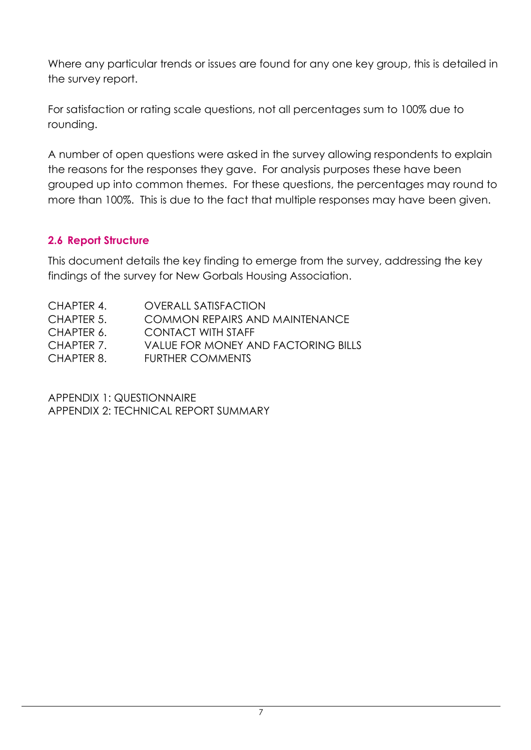Where any particular trends or issues are found for any one key group, this is detailed in the survey report.

For satisfaction or rating scale questions, not all percentages sum to 100% due to rounding.

A number of open questions were asked in the survey allowing respondents to explain the reasons for the responses they gave. For analysis purposes these have been grouped up into common themes. For these questions, the percentages may round to more than 100%. This is due to the fact that multiple responses may have been given.

### 2.6 Report Structure

This document details the key finding to emerge from the survey, addressing the key findings of the survey for New Gorbals Housing Association.

CHAPTER 4. OVERALL SATISFACTION
CHAPTER 5. COMMON REPAIRS AND MAINTENANCE
CHAPTER 6. CONTACT WITH STAFF
CHAPTER 7. VALUE FOR MONEY AND FACTORING BILLS
CHAPTER 8. FURTHER COMMENTS

APPENDIX 1: QUESTIONNAIRE
APPENDIX 2: TECHNICAL REPORT SUMMARY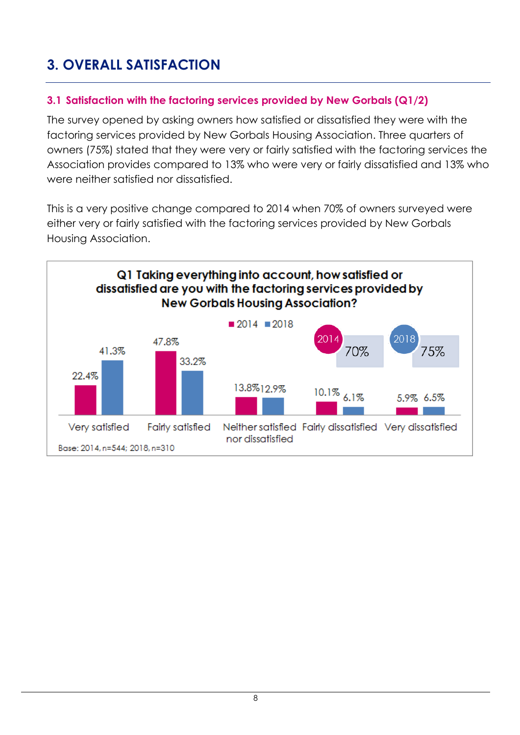# 3. OVERALL SATISFACTION

## 3.1 Satisfaction with the factoring services provided by New Gorbals (Q1/2)

The survey opened by asking owners how satisfied or dissatisfied they were with the factoring services provided by New Gorbals Housing Association. Three quarters of owners (75%) stated that they were very or fairly satisfied with the factoring services the Association provides compared to 13% who were very or fairly dissatisfied and 13% who were neither satisfied nor dissatisfied.

This is a very positive change compared to 2014 when 70% of owners surveyed were either very or fairly satisfied with the factoring services provided by New Gorbals Housing Association.

**Q1 Taking everything into account, how satisfied or dissatisfied are you with the factoring services provided by New Gorbals Housing Association?**

| | 2014 | 2018 |
|---|---|---|
| Very satisfied | 22.4% | 41.3% |
| Fairly satisfied | 47.8% | 33.2% |
| Neither satisfied nor dissatisfied | 13.8% | 12.9% |
| Fairly dissatisfied | 10.1% | 6.1% |
| Very dissatisfied | 5.9% | 6.5% |

2014: 70% — 2018: 75%

Base: 2014, n=544; 2018, n=310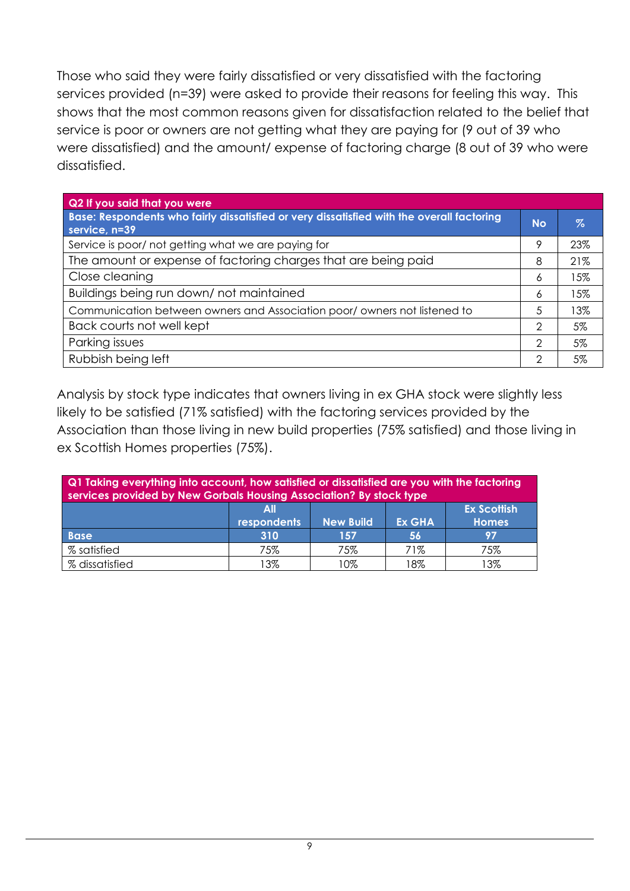Those who said they were fairly dissatisfied or very dissatisfied with the factoring services provided (n=39) were asked to provide their reasons for feeling this way. This shows that the most common reasons given for dissatisfaction related to the belief that service is poor or owners are not getting what they are paying for (9 out of 39 who were dissatisfied) and the amount/ expense of factoring charge (8 out of 39 who were dissatisfied.

| Q2 If you said that you were<br>Base: Respondents who fairly dissatisfied or very dissatisfied with the overall factoring service, n=39 | No | % |
|---|---|---|
| Service is poor/ not getting what we are paying for | 9 | 23% |
| The amount or expense of factoring charges that are being paid | 8 | 21% |
| Close cleaning | 6 | 15% |
| Buildings being run down/ not maintained | 6 | 15% |
| Communication between owners and Association poor/ owners not listened to | 5 | 13% |
| Back courts not well kept | 2 | 5% |
| Parking issues | 2 | 5% |
| Rubbish being left | 2 | 5% |

Analysis by stock type indicates that owners living in ex GHA stock were slightly less likely to be satisfied (71% satisfied) with the factoring services provided by the Association than those living in new build properties (75% satisfied) and those living in ex Scottish Homes properties (75%).

| Q1 Taking everything into account, how satisfied or dissatisfied are you with the factoring services provided by New Gorbals Housing Association? By stock type | All respondents | New Build | Ex GHA | Ex Scottish Homes |
|---|---|---|---|---|
| Base | 310 | 157 | 56 | 97 |
| % satisfied | 75% | 75% | 71% | 75% |
| % dissatisfied | 13% | 10% | 18% | 13% |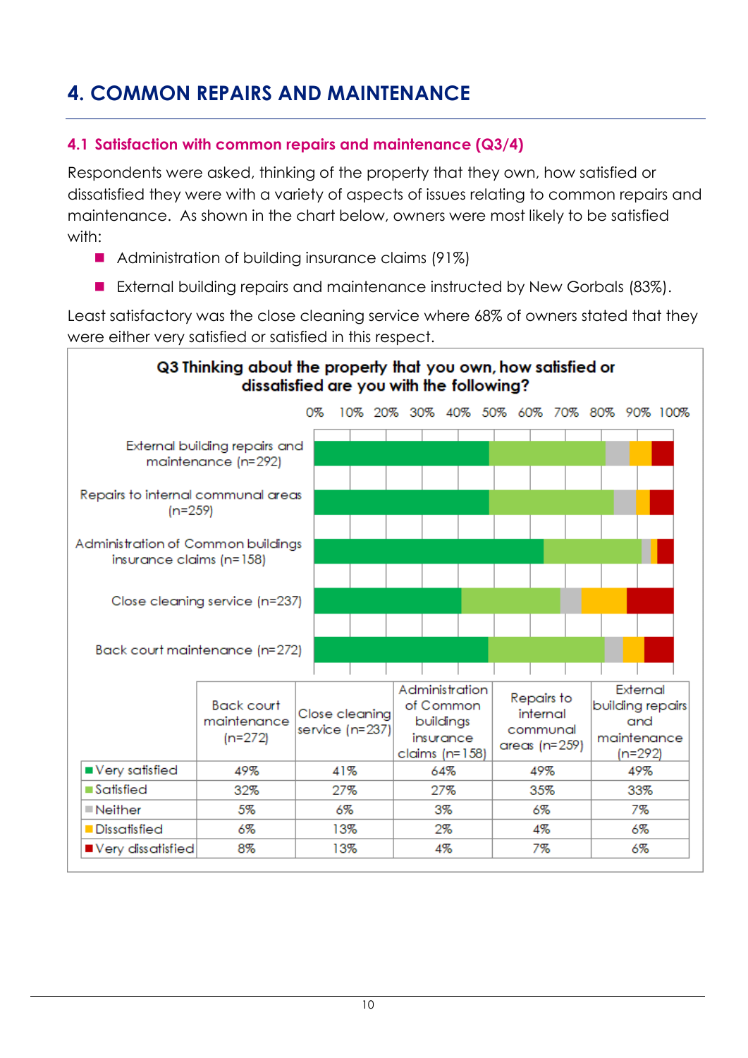# 4. COMMON REPAIRS AND MAINTENANCE

## 4.1 Satisfaction with common repairs and maintenance (Q3/4)

Respondents were asked, thinking of the property that they own, how satisfied or dissatisfied they were with a variety of aspects of issues relating to common repairs and maintenance. As shown in the chart below, owners were most likely to be satisfied with:

- Administration of building insurance claims (91%)
- External building repairs and maintenance instructed by New Gorbals (83%).

Least satisfactory was the close cleaning service where 68% of owners stated that they were either very satisfied or satisfied in this respect.

**Q3 Thinking about the property that you own, how satisfied or dissatisfied are you with the following?**

| | Back court maintenance (n=272) | Close cleaning service (n=237) | Administration of Common buildings insurance claims (n=158) | Repairs to internal communal areas (n=259) | External building repairs and maintenance (n=292) |
|---|---|---|---|---|---|
| Very satisfied | 49% | 41% | 64% | 49% | 49% |
| Satisfied | 32% | 27% | 27% | 35% | 33% |
| Neither | 5% | 6% | 3% | 6% | 7% |
| Dissatisfied | 6% | 13% | 2% | 4% | 6% |
| Very dissatisfied | 8% | 13% | 4% | 7% | 6% |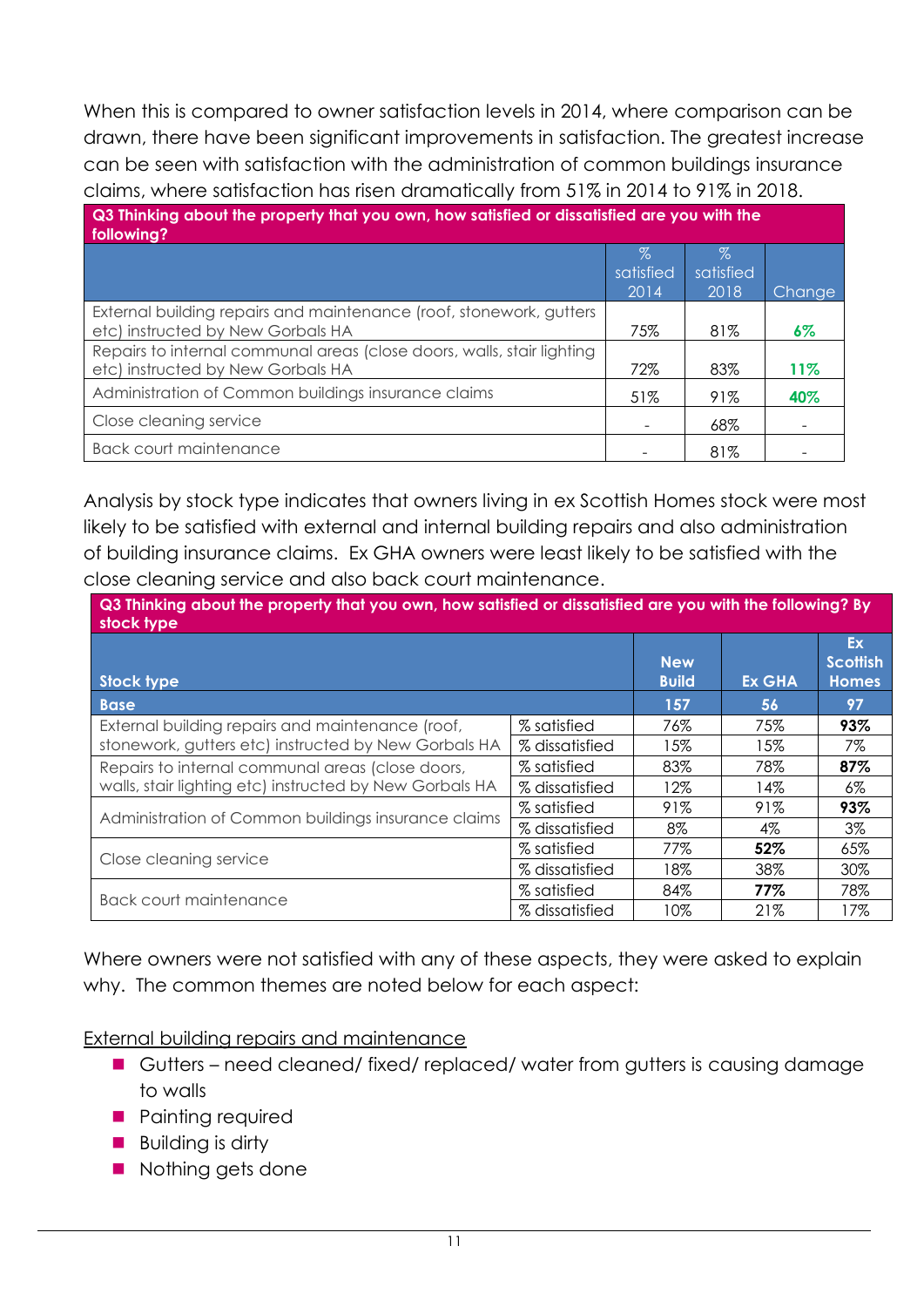When this is compared to owner satisfaction levels in 2014, where comparison can be drawn, there have been significant improvements in satisfaction. The greatest increase can be seen with satisfaction with the administration of common buildings insurance claims, where satisfaction has risen dramatically from 51% in 2014 to 91% in 2018.

| Q3 Thinking about the property that you own, how satisfied or dissatisfied are you with the following? | | | |
|---|---|---|---|
| | % satisfied 2014 | % satisfied 2018 | Change |
| External building repairs and maintenance (roof, stonework, gutters etc) instructed by New Gorbals HA | 75% | 81% | **6%** |
| Repairs to internal communal areas (close doors, walls, stair lighting etc) instructed by New Gorbals HA | 72% | 83% | **11%** |
| Administration of Common buildings insurance claims | 51% | 91% | **40%** |
| Close cleaning service | - | 68% | - |
| Back court maintenance | - | 81% | - |

Analysis by stock type indicates that owners living in ex Scottish Homes stock were most likely to be satisfied with external and internal building repairs and also administration of building insurance claims. Ex GHA owners were least likely to be satisfied with the close cleaning service and also back court maintenance.

| Q3 Thinking about the property that you own, how satisfied or dissatisfied are you with the following? By stock type | | | | |
|---|---|---|---|---|
| **Stock type** | | **New Build** | **Ex GHA** | **Ex Scottish Homes** |
| **Base** | | **157** | **56** | **97** |
| External building repairs and maintenance (roof, stonework, gutters etc) instructed by New Gorbals HA | % satisfied | 76% | 75% | **93%** |
| | % dissatisfied | 15% | 15% | 7% |
| Repairs to internal communal areas (close doors, walls, stair lighting etc) instructed by New Gorbals HA | % satisfied | 83% | 78% | **87%** |
| | % dissatisfied | 12% | 14% | 6% |
| Administration of Common buildings insurance claims | % satisfied | 91% | 91% | **93%** |
| | % dissatisfied | 8% | 4% | 3% |
| Close cleaning service | % satisfied | 77% | **52%** | 65% |
| | % dissatisfied | 18% | 38% | 30% |
| Back court maintenance | % satisfied | 84% | **77%** | 78% |
| | % dissatisfied | 10% | 21% | 17% |

Where owners were not satisfied with any of these aspects, they were asked to explain why. The common themes are noted below for each aspect:

<u>External building repairs and maintenance</u>

- Gutters – need cleaned/ fixed/ replaced/ water from gutters is causing damage to walls
- Painting required
- Building is dirty
- Nothing gets done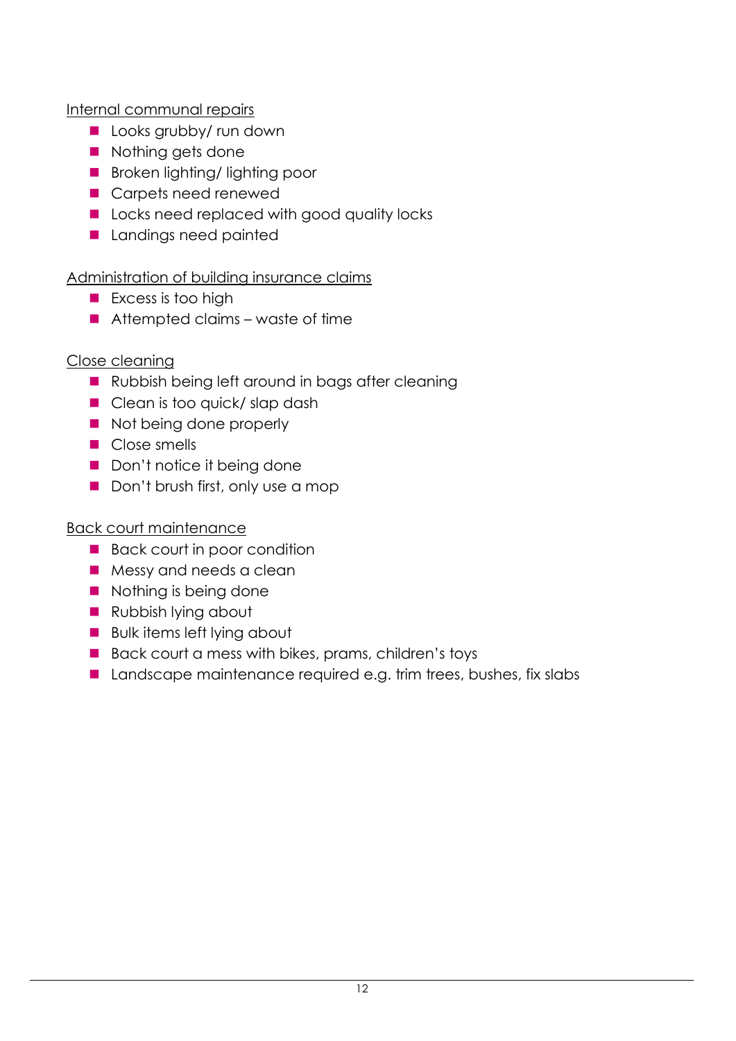Internal communal repairs

- Looks grubby/ run down
- Nothing gets done
- Broken lighting/ lighting poor
- Carpets need renewed
- Locks need replaced with good quality locks
- Landings need painted

Administration of building insurance claims

- Excess is too high
- Attempted claims – waste of time

Close cleaning

- Rubbish being left around in bags after cleaning
- Clean is too quick/ slap dash
- Not being done properly
- Close smells
- Don't notice it being done
- Don't brush first, only use a mop

Back court maintenance

- Back court in poor condition
- Messy and needs a clean
- Nothing is being done
- Rubbish lying about
- Bulk items left lying about
- Back court a mess with bikes, prams, children's toys
- Landscape maintenance required e.g. trim trees, bushes, fix slabs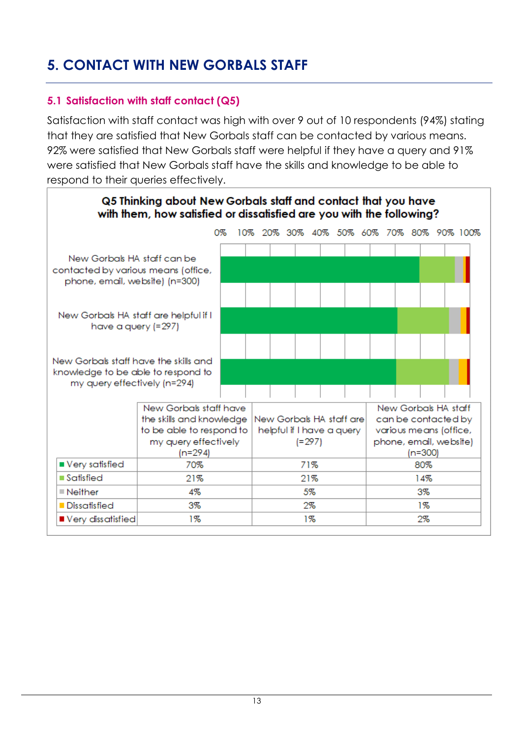# 5. CONTACT WITH NEW GORBALS STAFF

## 5.1 Satisfaction with staff contact (Q5)

Satisfaction with staff contact was high with over 9 out of 10 respondents (94%) stating that they are satisfied that New Gorbals staff can be contacted by various means. 92% were satisfied that New Gorbals staff were helpful if they have a query and 91% were satisfied that New Gorbals staff have the skills and knowledge to be able to respond to their queries effectively.

**Q5 Thinking about New Gorbals staff and contact that you have with them, how satisfied or dissatisfied are you with the following?**

| | New Gorbals staff have the skills and knowledge to be able to respond to my query effectively (n=294) | New Gorbals HA staff are helpful if I have a query (=297) | New Gorbals HA staff can be contacted by various means (office, phone, email, website) (n=300) |
|---|---|---|---|
| Very satisfied | 70% | 71% | 80% |
| Satisfied | 21% | 21% | 14% |
| Neither | 4% | 5% | 3% |
| Dissatisfied | 3% | 2% | 1% |
| Very dissatisfied | 1% | 1% | 2% |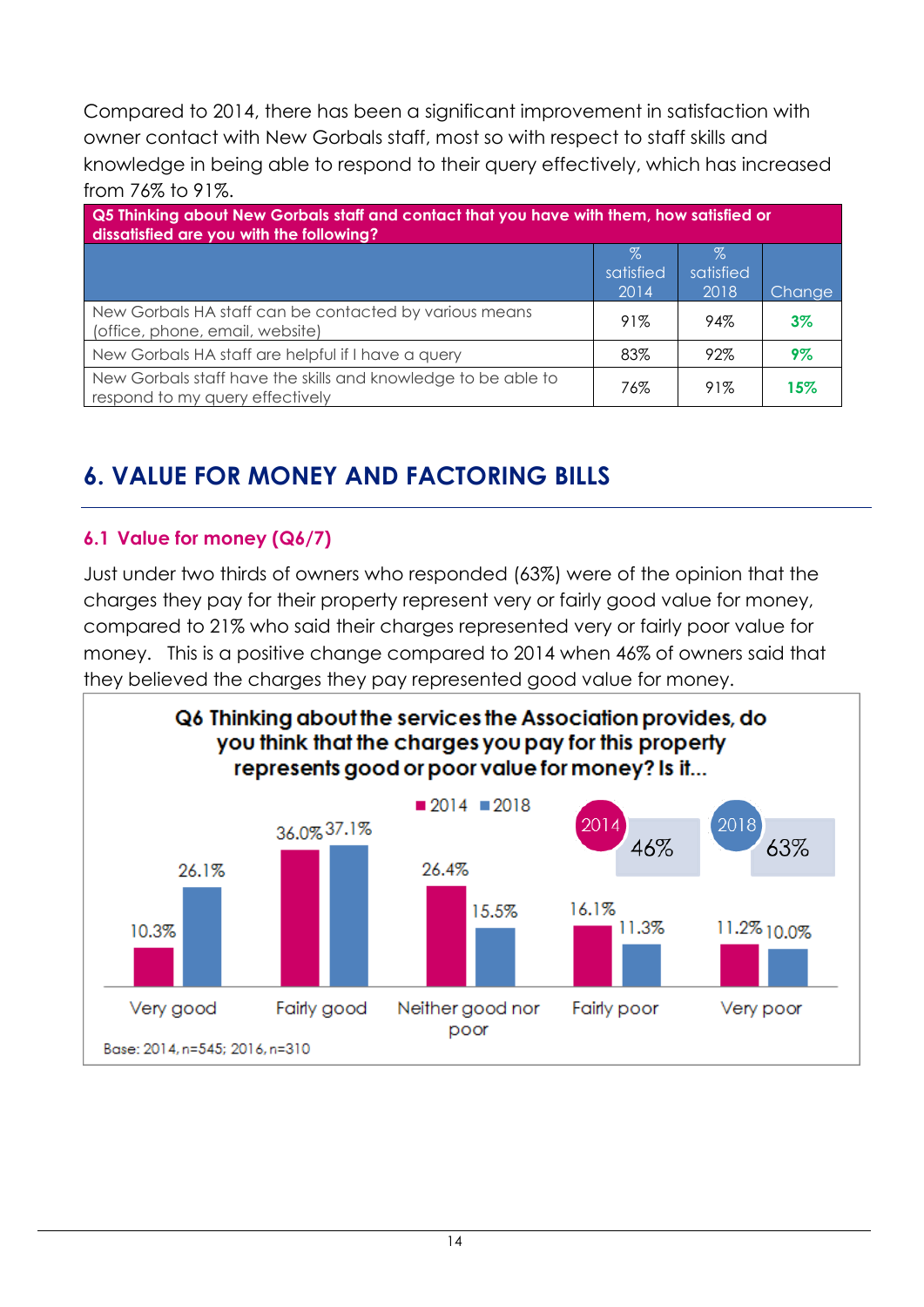Compared to 2014, there has been a significant improvement in satisfaction with owner contact with New Gorbals staff, most so with respect to staff skills and knowledge in being able to respond to their query effectively, which has increased from 76% to 91%.

| Q5 Thinking about New Gorbals staff and contact that you have with them, how satisfied or dissatisfied are you with the following? | | | |
|---|---|---|---|
| | % satisfied 2014 | % satisfied 2018 | Change |
| New Gorbals HA staff can be contacted by various means (office, phone, email, website) | 91% | 94% | **3%** |
| New Gorbals HA staff are helpful if I have a query | 83% | 92% | **9%** |
| New Gorbals staff have the skills and knowledge to be able to respond to my query effectively | 76% | 91% | **15%** |

# 6. VALUE FOR MONEY AND FACTORING BILLS

## 6.1 Value for money (Q6/7)

Just under two thirds of owners who responded (63%) were of the opinion that the charges they pay for their property represent very or fairly good value for money, compared to 21% who said their charges represented very or fairly poor value for money. This is a positive change compared to 2014 when 46% of owners said that they believed the charges they pay represented good value for money.

**Q6 Thinking about the services the Association provides, do you think that the charges you pay for this property represents good or poor value for money? Is it...**

| | 2014 | 2018 |
|---|---|---|
| Very good | 10.3% | 26.1% |
| Fairly good | 36.0% | 37.1% |
| Neither good nor poor | 26.4% | 15.5% |
| Fairly poor | 16.1% | 11.3% |
| Very poor | 11.2% | 10.0% |

2014: 46% | 2018: 63%

Base: 2014, n=545; 2016, n=310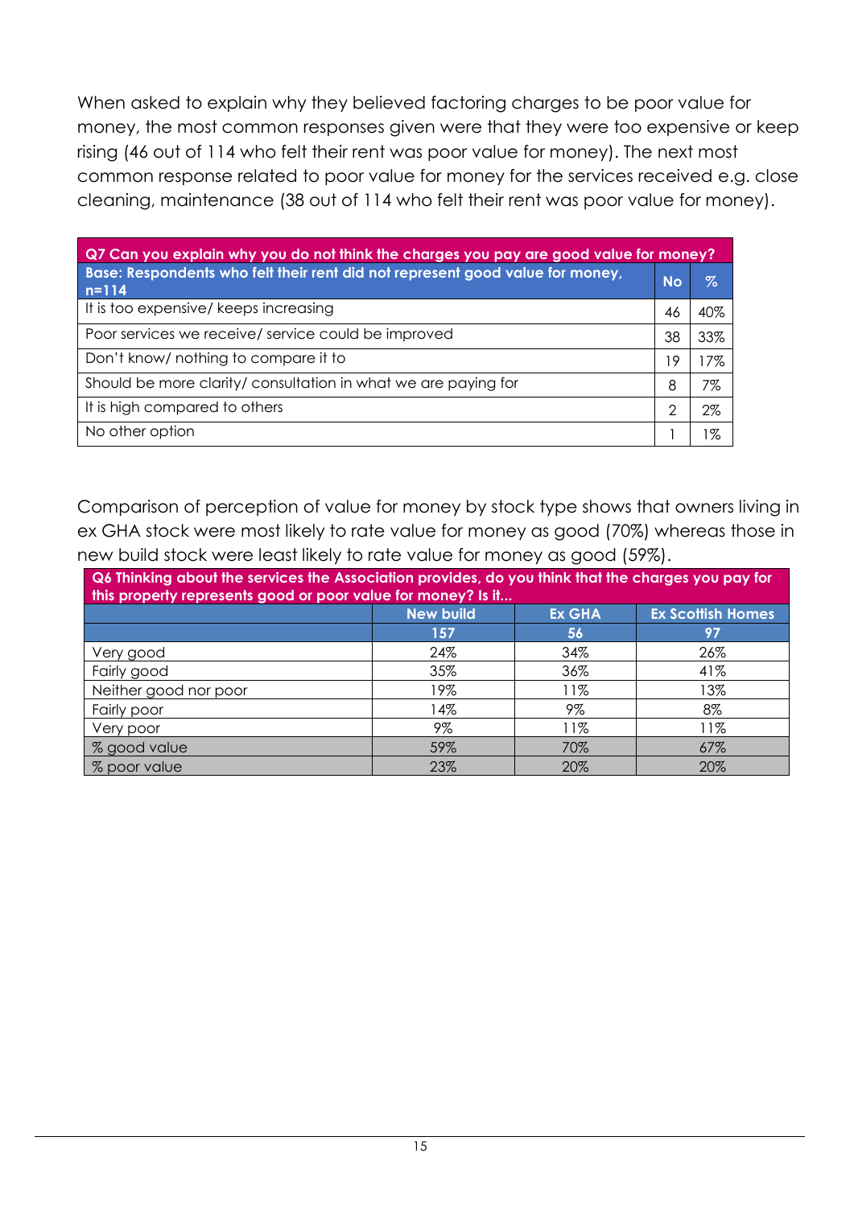When asked to explain why they believed factoring charges to be poor value for money, the most common responses given were that they were too expensive or keep rising (46 out of 114 who felt their rent was poor value for money). The next most common response related to poor value for money for the services received e.g. close cleaning, maintenance (38 out of 114 who felt their rent was poor value for money).

| **Q7 Can you explain why you do not think the charges you pay are good value for money?** | | |
|---|---|---|
| **Base: Respondents who felt their rent did not represent good value for money, n=114** | **No** | **%** |
| It is too expensive/ keeps increasing | 46 | 40% |
| Poor services we receive/ service could be improved | 38 | 33% |
| Don't know/ nothing to compare it to | 19 | 17% |
| Should be more clarity/ consultation in what we are paying for | 8 | 7% |
| It is high compared to others | 2 | 2% |
| No other option | 1 | 1% |

Comparison of perception of value for money by stock type shows that owners living in ex GHA stock were most likely to rate value for money as good (70%) whereas those in new build stock were least likely to rate value for money as good (59%).

| **Q6 Thinking about the services the Association provides, do you think that the charges you pay for this property represents good or poor value for money? Is it...** | | | |
|---|---|---|---|
| | **New build** | **Ex GHA** | **Ex Scottish Homes** |
| | **157** | **56** | **97** |
| Very good | 24% | 34% | 26% |
| Fairly good | 35% | 36% | 41% |
| Neither good nor poor | 19% | 11% | 13% |
| Fairly poor | 14% | 9% | 8% |
| Very poor | 9% | 11% | 11% |
| % good value | 59% | 70% | 67% |
| % poor value | 23% | 20% | 20% |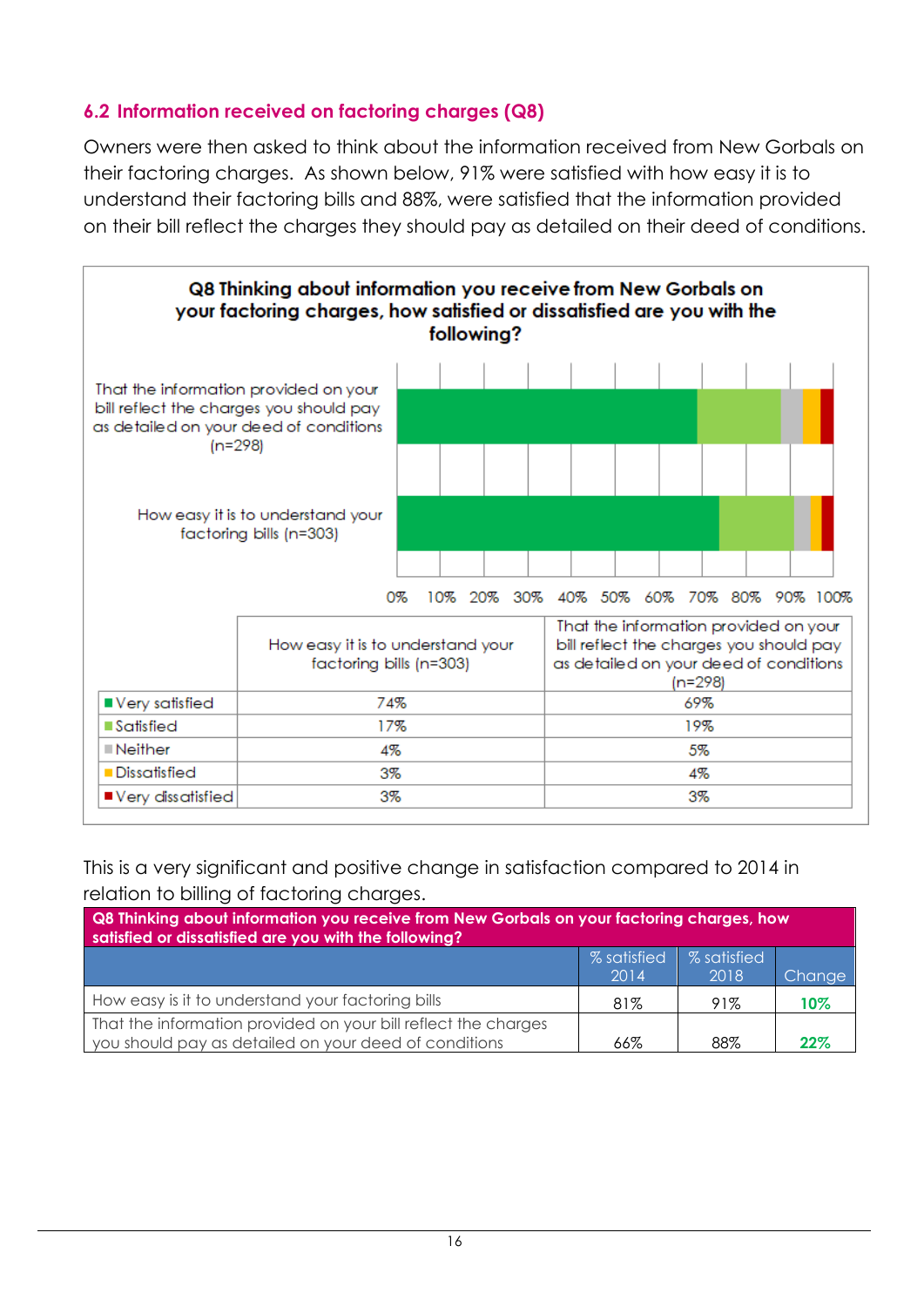## 6.2 Information received on factoring charges (Q8)

Owners were then asked to think about the information received from New Gorbals on their factoring charges. As shown below, 91% were satisfied with how easy it is to understand their factoring bills and 88%, were satisfied that the information provided on their bill reflect the charges they should pay as detailed on their deed of conditions.

**Q8 Thinking about information you receive from New Gorbals on your factoring charges, how satisfied or dissatisfied are you with the following?**

| | How easy it is to understand your factoring bills (n=303) | That the information provided on your bill reflect the charges you should pay as detailed on your deed of conditions (n=298) |
|---|---|---|
| Very satisfied | 74% | 69% |
| Satisfied | 17% | 19% |
| Neither | 4% | 5% |
| Dissatisfied | 3% | 4% |
| Very dissatisfied | 3% | 3% |

This is a very significant and positive change in satisfaction compared to 2014 in relation to billing of factoring charges.

| Q8 Thinking about information you receive from New Gorbals on your factoring charges, how satisfied or dissatisfied are you with the following? | % satisfied 2014 | % satisfied 2018 | Change |
|---|---|---|---|
| How easy is it to understand your factoring bills | 81% | 91% | 10% |
| That the information provided on your bill reflect the charges you should pay as detailed on your deed of conditions | 66% | 88% | 22% |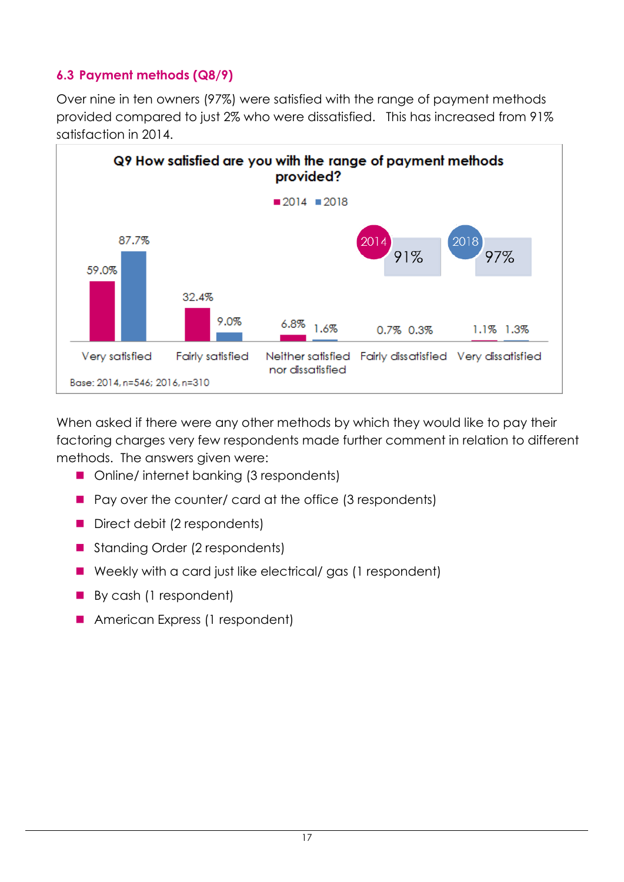### 6.3 Payment methods (Q8/9)

Over nine in ten owners (97%) were satisfied with the range of payment methods provided compared to just 2% who were dissatisfied. This has increased from 91% satisfaction in 2014.

**Q9 How satisfied are you with the range of payment methods provided?**

| | 2014 | 2018 |
|---|---|---|
| Very satisfied | 59.0% | 87.7% |
| Fairly satisfied | 32.4% | 9.0% |
| Neither satisfied nor dissatisfied | 6.8% | 1.6% |
| Fairly dissatisfied | 0.7% | 0.3% |
| Very dissatisfied | 1.1% | 1.3% |

2014: 91%   2018: 97%

Base: 2014, n=546; 2016, n=310

When asked if there were any other methods by which they would like to pay their factoring charges very few respondents made further comment in relation to different methods. The answers given were:

- Online/ internet banking (3 respondents)
- Pay over the counter/ card at the office (3 respondents)
- Direct debit (2 respondents)
- Standing Order (2 respondents)
- Weekly with a card just like electrical/ gas (1 respondent)
- By cash (1 respondent)
- American Express (1 respondent)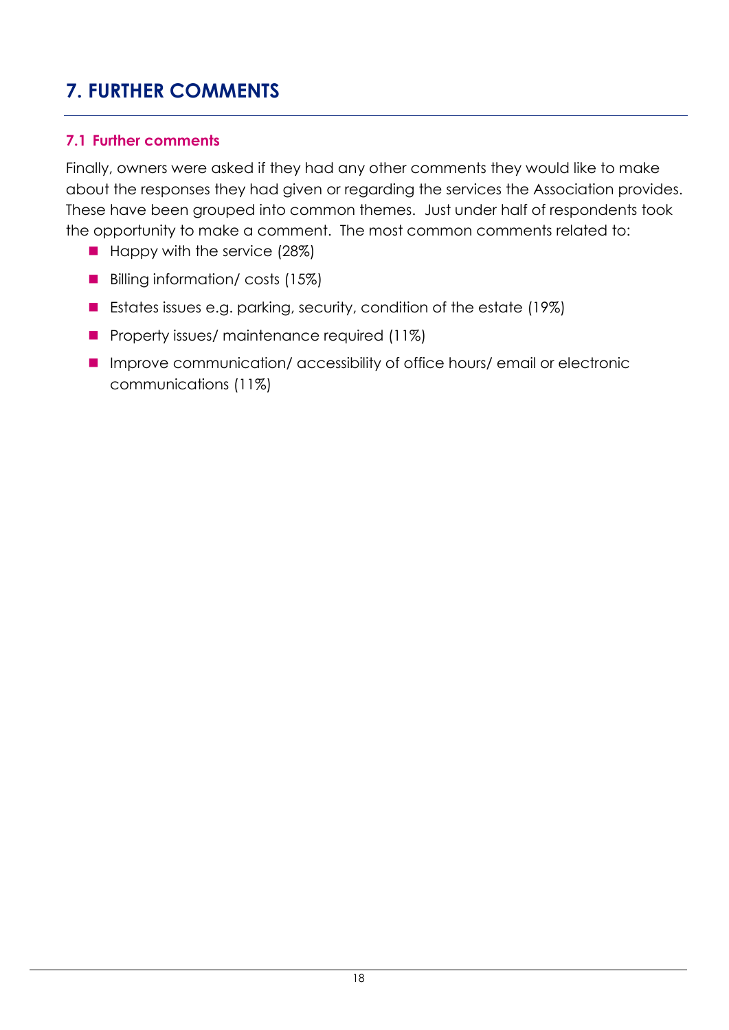# 7. FURTHER COMMENTS

## 7.1 Further comments

Finally, owners were asked if they had any other comments they would like to make about the responses they had given or regarding the services the Association provides. These have been grouped into common themes. Just under half of respondents took the opportunity to make a comment. The most common comments related to:

- Happy with the service (28%)
- Billing information/ costs (15%)
- Estates issues e.g. parking, security, condition of the estate (19%)
- Property issues/ maintenance required (11%)
- Improve communication/ accessibility of office hours/ email or electronic communications (11%)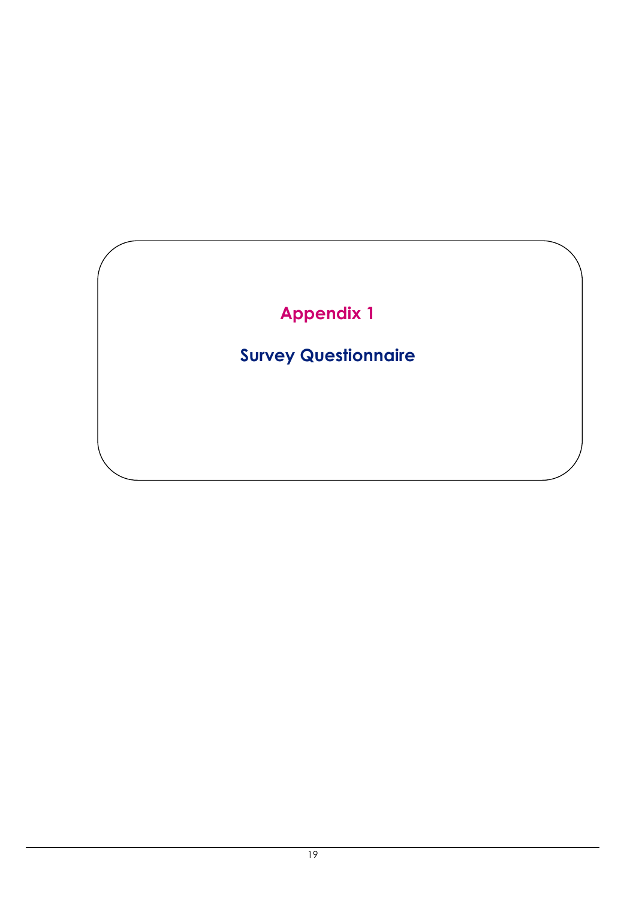# Appendix 1

## Survey Questionnaire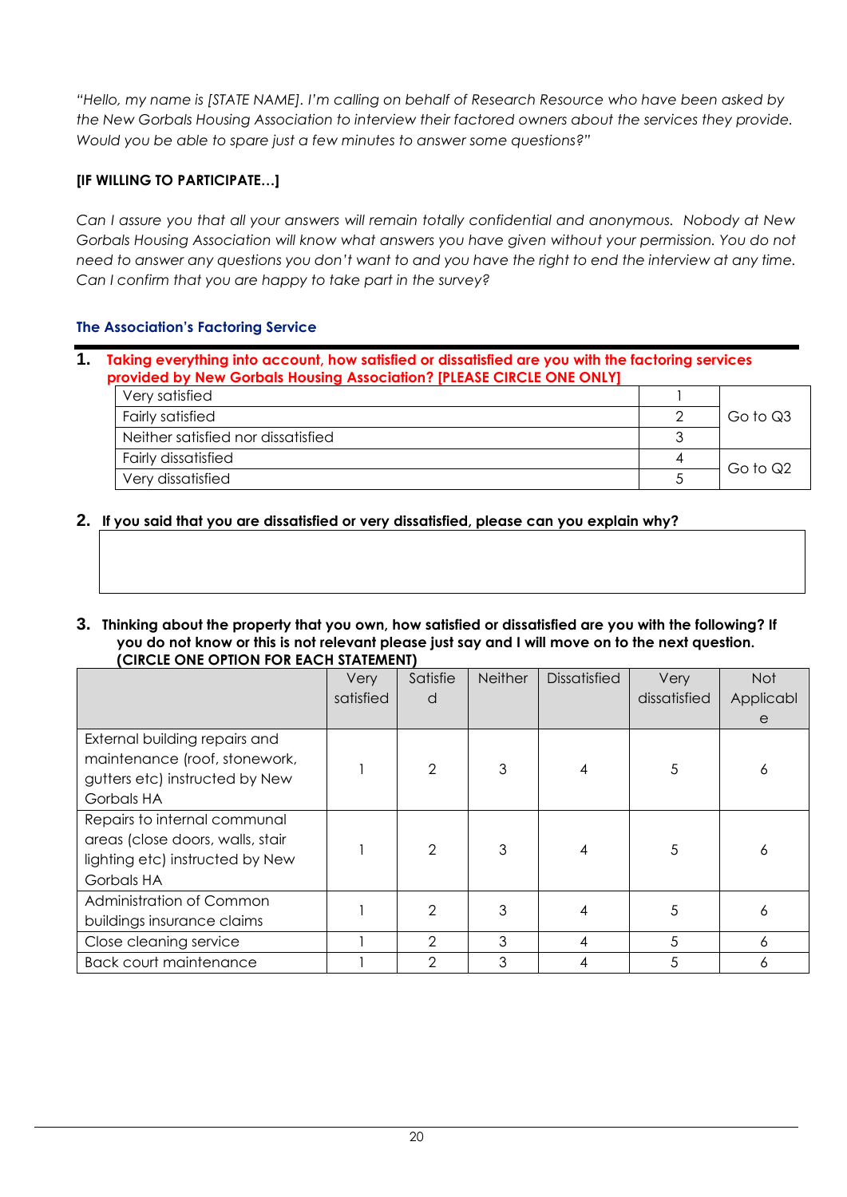*"Hello, my name is [STATE NAME]. I'm calling on behalf of Research Resource who have been asked by the New Gorbals Housing Association to interview their factored owners about the services they provide. Would you be able to spare just a few minutes to answer some questions?"*

**[IF WILLING TO PARTICIPATE…]**

*Can I assure you that all your answers will remain totally confidential and anonymous. Nobody at New Gorbals Housing Association will know what answers you have given without your permission. You do not need to answer any questions you don't want to and you have the right to end the interview at any time. Can I confirm that you are happy to take part in the survey?*

### The Association's Factoring Service

**1. Taking everything into account, how satisfied or dissatisfied are you with the factoring services provided by New Gorbals Housing Association? [PLEASE CIRCLE ONE ONLY]**

| | | |
|---|---|---|
| Very satisfied | 1 | Go to Q3 |
| Fairly satisfied | 2 | |
| Neither satisfied nor dissatisfied | 3 | |
| Fairly dissatisfied | 4 | Go to Q2 |
| Very dissatisfied | 5 | |

**2. If you said that you are dissatisfied or very dissatisfied, please can you explain why?**

| |
|---|
| |

**3. Thinking about the property that you own, how satisfied or dissatisfied are you with the following? If you do not know or this is not relevant please just say and I will move on to the next question. (CIRCLE ONE OPTION FOR EACH STATEMENT)**

| | Very satisfied | Satisfied | Neither | Dissatisfied | Very dissatisfied | Not Applicable |
|---|---|---|---|---|---|---|
| External building repairs and maintenance (roof, stonework, gutters etc) instructed by New Gorbals HA | 1 | 2 | 3 | 4 | 5 | 6 |
| Repairs to internal communal areas (close doors, walls, stair lighting etc) instructed by New Gorbals HA | 1 | 2 | 3 | 4 | 5 | 6 |
| Administration of Common buildings insurance claims | 1 | 2 | 3 | 4 | 5 | 6 |
| Close cleaning service | 1 | 2 | 3 | 4 | 5 | 6 |
| Back court maintenance | 1 | 2 | 3 | 4 | 5 | 6 |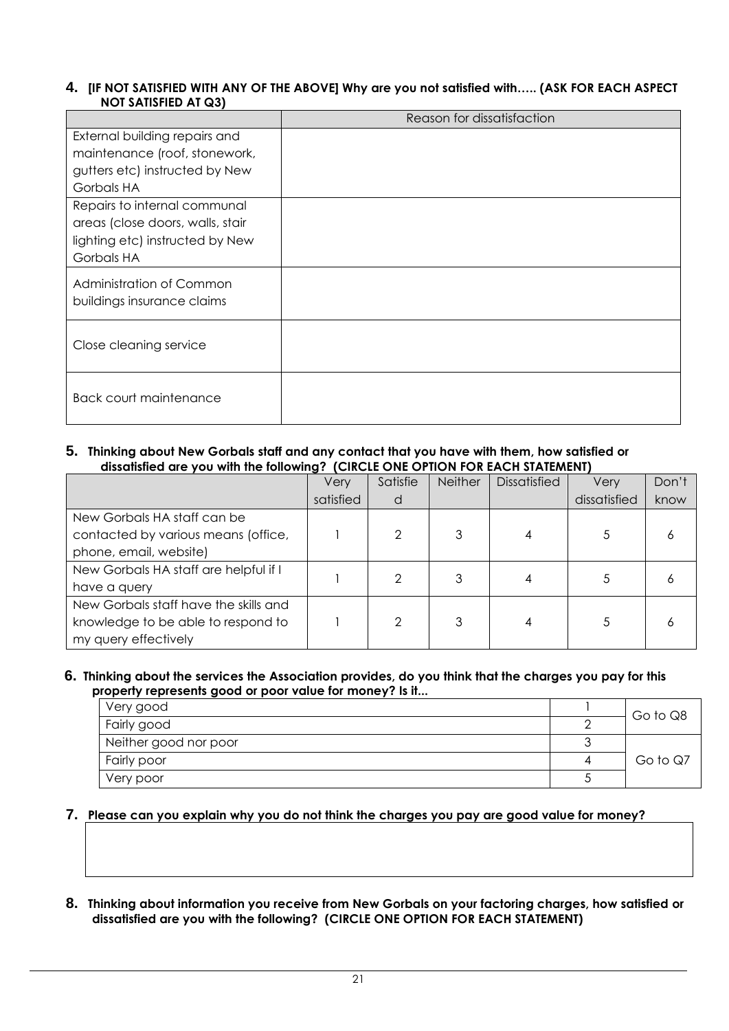**4. [IF NOT SATISFIED WITH ANY OF THE ABOVE] Why are you not satisfied with….. (ASK FOR EACH ASPECT NOT SATISFIED AT Q3)**

| | Reason for dissatisfaction |
|---|---|
| External building repairs and maintenance (roof, stonework, gutters etc) instructed by New Gorbals HA | |
| Repairs to internal communal areas (close doors, walls, stair lighting etc) instructed by New Gorbals HA | |
| Administration of Common buildings insurance claims | |
| Close cleaning service | |
| Back court maintenance | |

**5. Thinking about New Gorbals staff and any contact that you have with them, how satisfied or dissatisfied are you with the following? (CIRCLE ONE OPTION FOR EACH STATEMENT)**

| | Very satisfied | Satisfied | Neither | Dissatisfied | Very dissatisfied | Don't know |
|---|---|---|---|---|---|---|
| New Gorbals HA staff can be contacted by various means (office, phone, email, website) | 1 | 2 | 3 | 4 | 5 | 6 |
| New Gorbals HA staff are helpful if I have a query | 1 | 2 | 3 | 4 | 5 | 6 |
| New Gorbals staff have the skills and knowledge to be able to respond to my query effectively | 1 | 2 | 3 | 4 | 5 | 6 |

**6. Thinking about the services the Association provides, do you think that the charges you pay for this property represents good or poor value for money? Is it...**

| | | |
|---|---|---|
| Very good | 1 | Go to Q8 |
| Fairly good | 2 | |
| Neither good nor poor | 3 | Go to Q7 |
| Fairly poor | 4 | |
| Very poor | 5 | |

**7. Please can you explain why you do not think the charges you pay are good value for money?**

**8. Thinking about information you receive from New Gorbals on your factoring charges, how satisfied or dissatisfied are you with the following? (CIRCLE ONE OPTION FOR EACH STATEMENT)**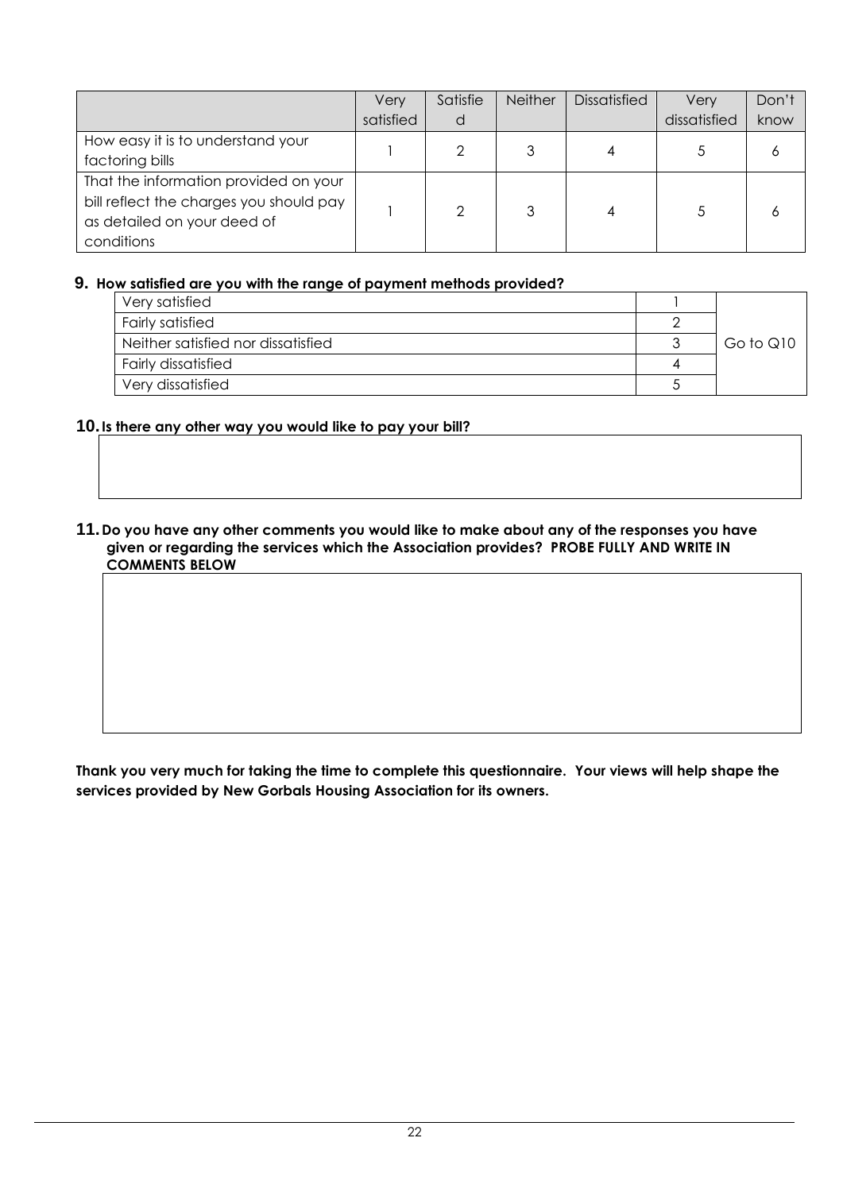| | Very satisfied | Satisfied | Neither | Dissatisfied | Very dissatisfied | Don't know |
|---|---|---|---|---|---|---|
| How easy it is to understand your factoring bills | 1 | 2 | 3 | 4 | 5 | 6 |
| That the information provided on your bill reflect the charges you should pay as detailed on your deed of conditions | 1 | 2 | 3 | 4 | 5 | 6 |

**9. How satisfied are you with the range of payment methods provided?**

| | | |
|---|---|---|
| Very satisfied | 1 | Go to Q10 |
| Fairly satisfied | 2 | |
| Neither satisfied nor dissatisfied | 3 | |
| Fairly dissatisfied | 4 | |
| Very dissatisfied | 5 | |

**10. Is there any other way you would like to pay your bill?**

**11. Do you have any other comments you would like to make about any of the responses you have given or regarding the services which the Association provides? PROBE FULLY AND WRITE IN COMMENTS BELOW**

**Thank you very much for taking the time to complete this questionnaire. Your views will help shape the services provided by New Gorbals Housing Association for its owners.**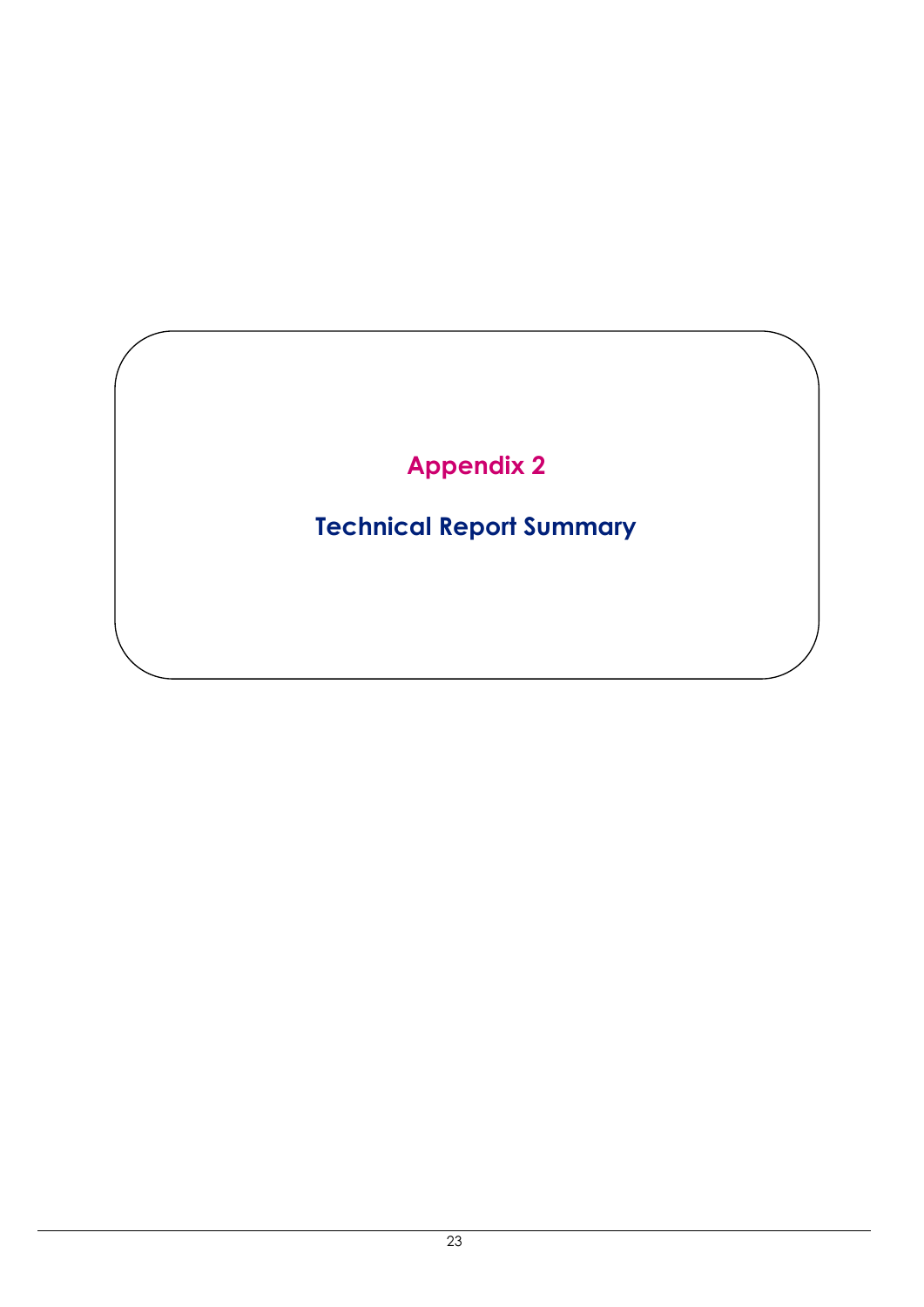# Appendix 2

## Technical Report Summary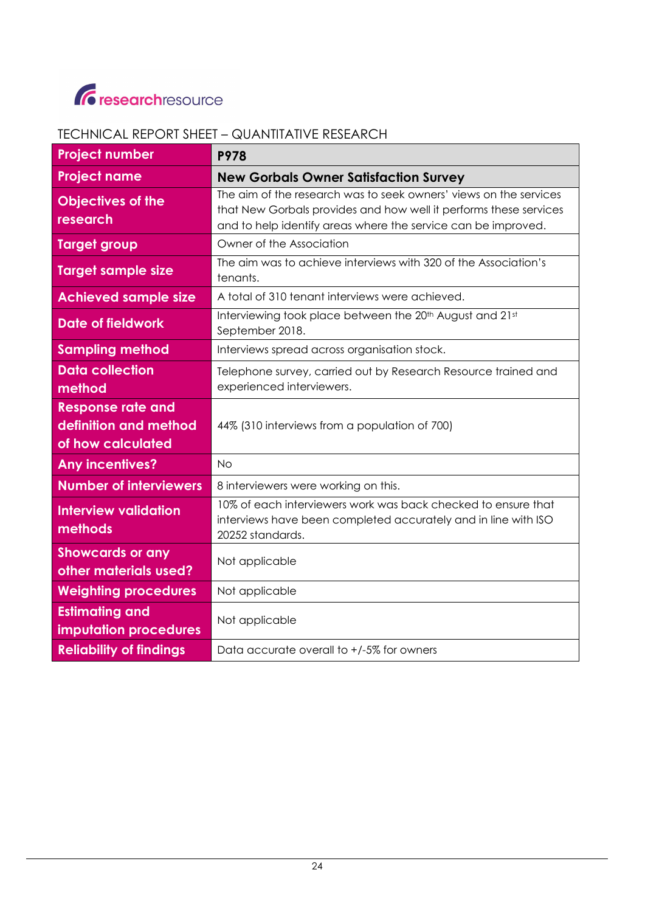researchresource

TECHNICAL REPORT SHEET – QUANTITATIVE RESEARCH

| | |
|---|---|
| **Project number** | **P978** |
| **Project name** | **New Gorbals Owner Satisfaction Survey** |
| **Objectives of the research** | The aim of the research was to seek owners' views on the services that New Gorbals provides and how well it performs these services and to help identify areas where the service can be improved. |
| **Target group** | Owner of the Association |
| **Target sample size** | The aim was to achieve interviews with 320 of the Association's tenants. |
| **Achieved sample size** | A total of 310 tenant interviews were achieved. |
| **Date of fieldwork** | Interviewing took place between the 20th August and 21st September 2018. |
| **Sampling method** | Interviews spread across organisation stock. |
| **Data collection method** | Telephone survey, carried out by Research Resource trained and experienced interviewers. |
| **Response rate and definition and method of how calculated** | 44% (310 interviews from a population of 700) |
| **Any incentives?** | No |
| **Number of interviewers** | 8 interviewers were working on this. |
| **Interview validation methods** | 10% of each interviewers work was back checked to ensure that interviews have been completed accurately and in line with ISO 20252 standards. |
| **Showcards or any other materials used?** | Not applicable |
| **Weighting procedures** | Not applicable |
| **Estimating and imputation procedures** | Not applicable |
| **Reliability of findings** | Data accurate overall to +/-5% for owners |